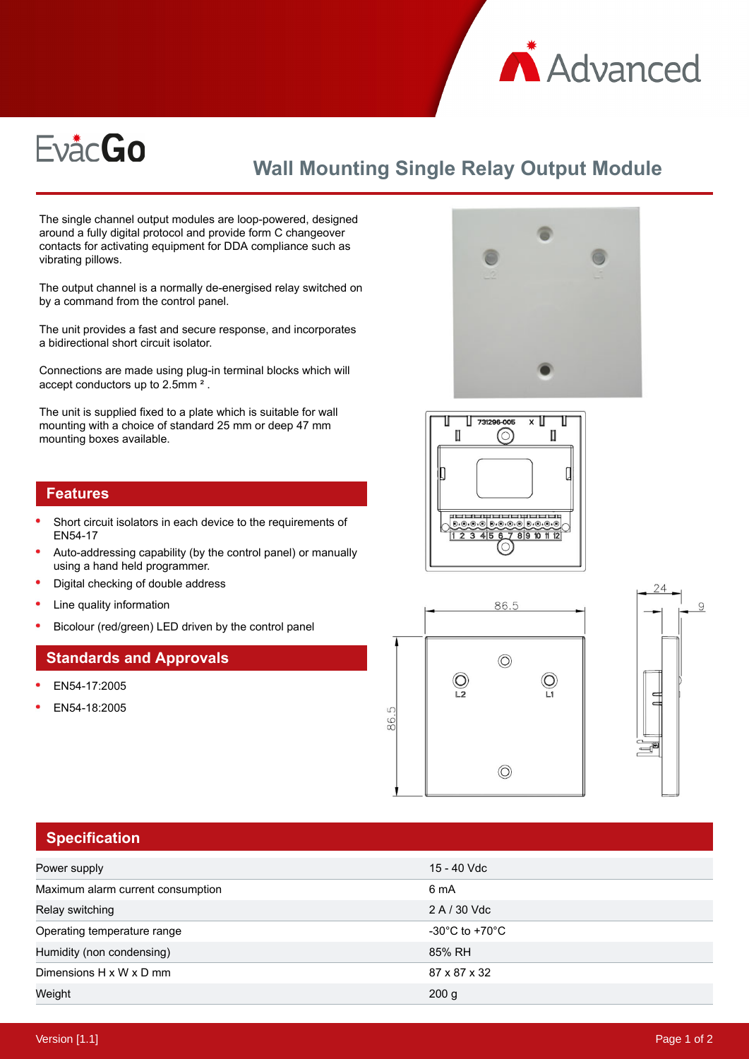# EvacGo

## Wall Mounting Single Relay Output Module

The single channel output modules are loop-powered, designed around a fully digital protocol and provide form C changeover contacts for activating equipment for DDA compliance such as vibrating pillows.

The output channel is a normally de-energised relay switched on by a command from the control panel.

The unit provides a fast and secure response, and incorporates a bidirectional short circuit isolator.

Connections are made using plug-in terminal blocks which will accept conductors up to 2.5mm ² .

The unit is supplied fixed to a plate which is suitable for wall mounting with a choice of standard 25 mm or deep 47 mm mounting boxes available.

## Features

- Short circuit isolators in each device to the requirements of EN54-17
- Auto-addressing capability (by the control panel) or manually using a hand held programmer.
- Digital checking of double address
- Line quality information
- Bicolour (red/green) LED driven by the control panel

## Standards and Approvals

- EN54-17:2005
- EN54-18:2005

## Specification

| | |
|---|---|
| Power supply | 15 - 40 Vdc |
| Maximum alarm current consumption | 6 mA |
| Relay switching | 2 A / 30 Vdc |
| Operating temperature range | -30°C to +70°C |
| Humidity (non condensing) | 85% RH |
| Dimensions H x W x D mm | 87 x 87 x 32 |
| Weight | 200 g |

Version [1.1]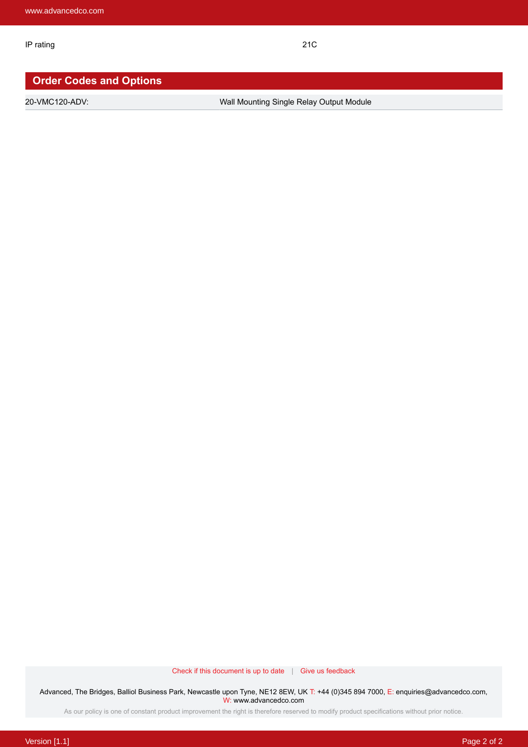| | |
|---|---|
| IP rating | 21C |

## Order Codes and Options

| | |
|---|---|
| 20-VMC120-ADV: | Wall Mounting Single Relay Output Module |

Check if this document is up to date | Give us feedback

Advanced, The Bridges, Balliol Business Park, Newcastle upon Tyne, NE12 8EW, UK T: +44 (0)345 894 7000, E: enquiries@advancedco.com, W: www.advancedco.com

As our policy is one of constant product improvement the right is therefore reserved to modify product specifications without prior notice.

Version [1.1]